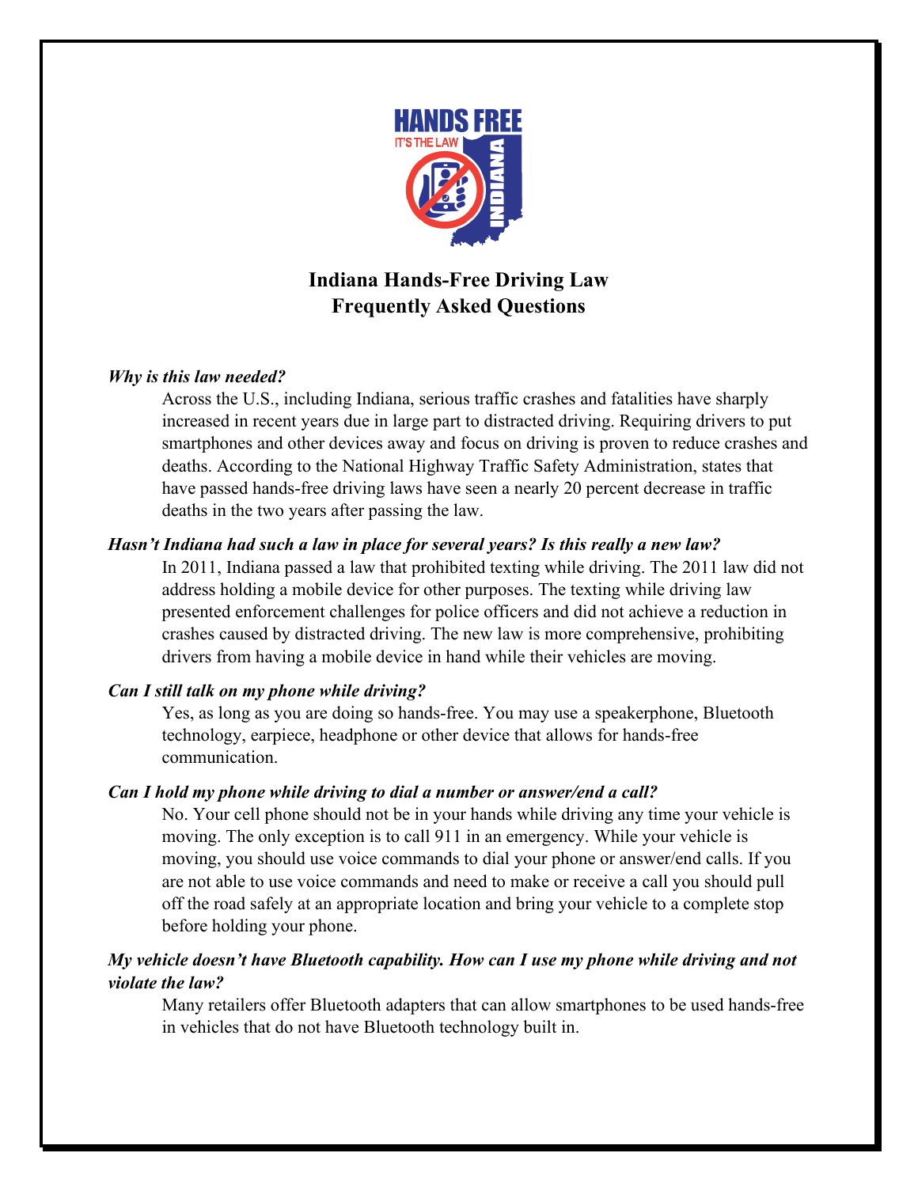# Indiana Hands-Free Driving Law
# Frequently Asked Questions

***Why is this law needed?***

Across the U.S., including Indiana, serious traffic crashes and fatalities have sharply increased in recent years due in large part to distracted driving. Requiring drivers to put smartphones and other devices away and focus on driving is proven to reduce crashes and deaths. According to the National Highway Traffic Safety Administration, states that have passed hands-free driving laws have seen a nearly 20 percent decrease in traffic deaths in the two years after passing the law.

***Hasn't Indiana had such a law in place for several years? Is this really a new law?***

In 2011, Indiana passed a law that prohibited texting while driving. The 2011 law did not address holding a mobile device for other purposes. The texting while driving law presented enforcement challenges for police officers and did not achieve a reduction in crashes caused by distracted driving. The new law is more comprehensive, prohibiting drivers from having a mobile device in hand while their vehicles are moving.

***Can I still talk on my phone while driving?***

Yes, as long as you are doing so hands-free. You may use a speakerphone, Bluetooth technology, earpiece, headphone or other device that allows for hands-free communication.

***Can I hold my phone while driving to dial a number or answer/end a call?***

No. Your cell phone should not be in your hands while driving any time your vehicle is moving. The only exception is to call 911 in an emergency. While your vehicle is moving, you should use voice commands to dial your phone or answer/end calls. If you are not able to use voice commands and need to make or receive a call you should pull off the road safely at an appropriate location and bring your vehicle to a complete stop before holding your phone.

***My vehicle doesn't have Bluetooth capability. How can I use my phone while driving and not violate the law?***

Many retailers offer Bluetooth adapters that can allow smartphones to be used hands-free in vehicles that do not have Bluetooth technology built in.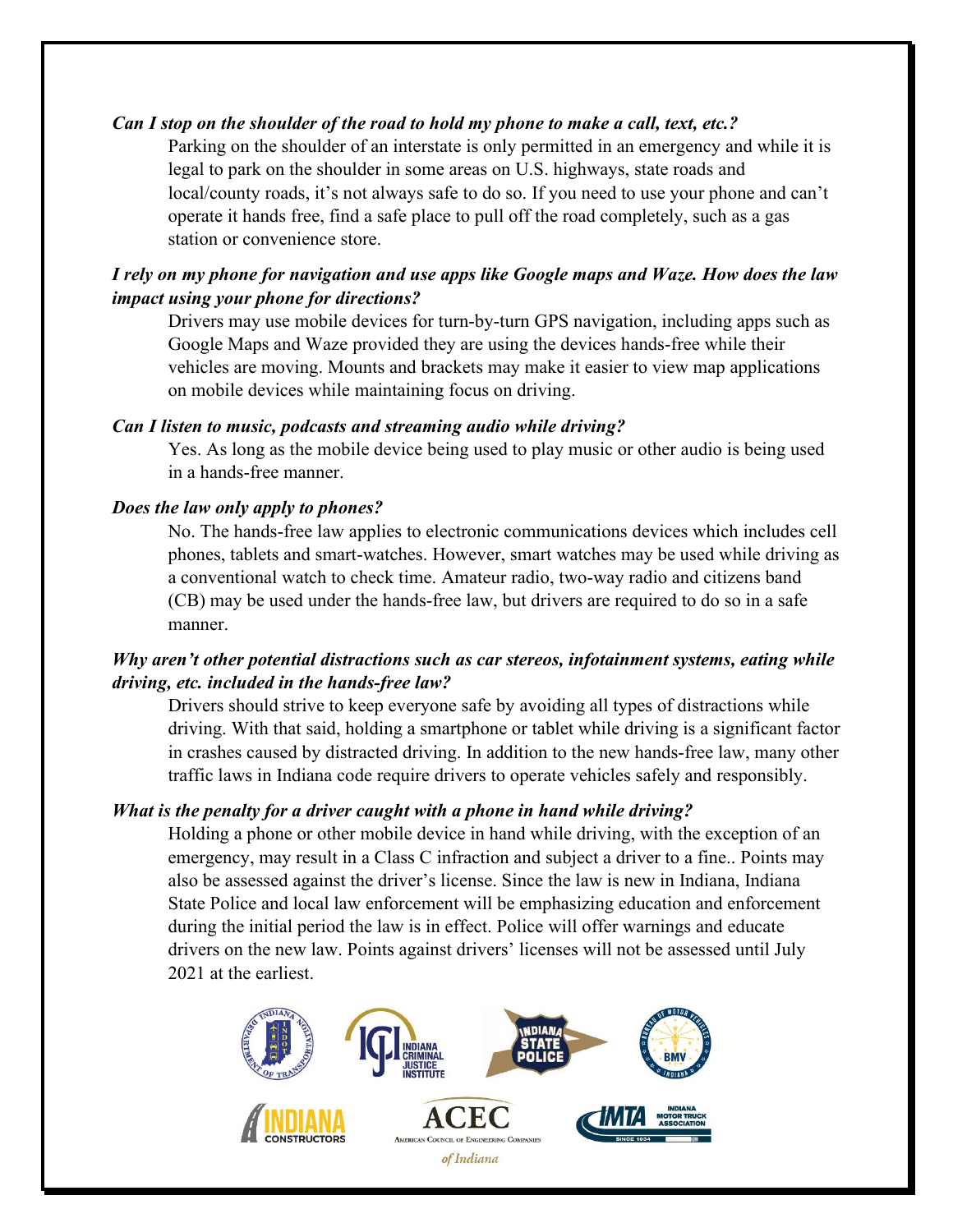***Can I stop on the shoulder of the road to hold my phone to make a call, text, etc.?***

Parking on the shoulder of an interstate is only permitted in an emergency and while it is legal to park on the shoulder in some areas on U.S. highways, state roads and local/county roads, it's not always safe to do so. If you need to use your phone and can't operate it hands free, find a safe place to pull off the road completely, such as a gas station or convenience store.

***I rely on my phone for navigation and use apps like Google maps and Waze. How does the law impact using your phone for directions?***

Drivers may use mobile devices for turn-by-turn GPS navigation, including apps such as Google Maps and Waze provided they are using the devices hands-free while their vehicles are moving. Mounts and brackets may make it easier to view map applications on mobile devices while maintaining focus on driving.

***Can I listen to music, podcasts and streaming audio while driving?***

Yes. As long as the mobile device being used to play music or other audio is being used in a hands-free manner.

***Does the law only apply to phones?***

No. The hands-free law applies to electronic communications devices which includes cell phones, tablets and smart-watches. However, smart watches may be used while driving as a conventional watch to check time. Amateur radio, two-way radio and citizens band (CB) may be used under the hands-free law, but drivers are required to do so in a safe manner.

***Why aren't other potential distractions such as car stereos, infotainment systems, eating while driving, etc. included in the hands-free law?***

Drivers should strive to keep everyone safe by avoiding all types of distractions while driving. With that said, holding a smartphone or tablet while driving is a significant factor in crashes caused by distracted driving. In addition to the new hands-free law, many other traffic laws in Indiana code require drivers to operate vehicles safely and responsibly.

***What is the penalty for a driver caught with a phone in hand while driving?***

Holding a phone or other mobile device in hand while driving, with the exception of an emergency, may result in a Class C infraction and subject a driver to a fine.. Points may also be assessed against the driver's license. Since the law is new in Indiana, Indiana State Police and local law enforcement will be emphasizing education and enforcement during the initial period the law is in effect. Police will offer warnings and educate drivers on the new law. Points against drivers' licenses will not be assessed until July 2021 at the earliest.